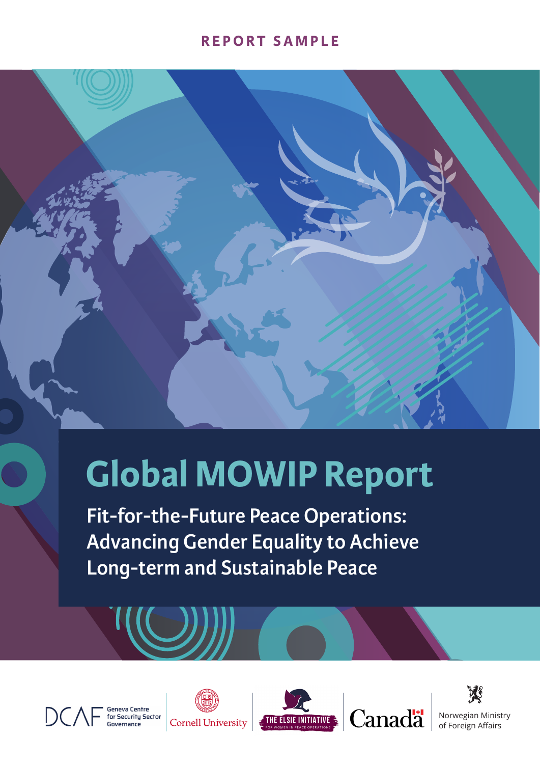REPORT SAMPLE

# Global MOWIP Report

## Fit-for-the-Future Peace Operations: Advancing Gender Equality to Achieve Long-term and Sustainable Peace

DCAF Geneva Centre for Security Sector Governance

Cornell University

THE ELSIE INITIATIVE FOR WOMEN IN PEACE OPERATIONS

Canada

Norwegian Ministry of Foreign Affairs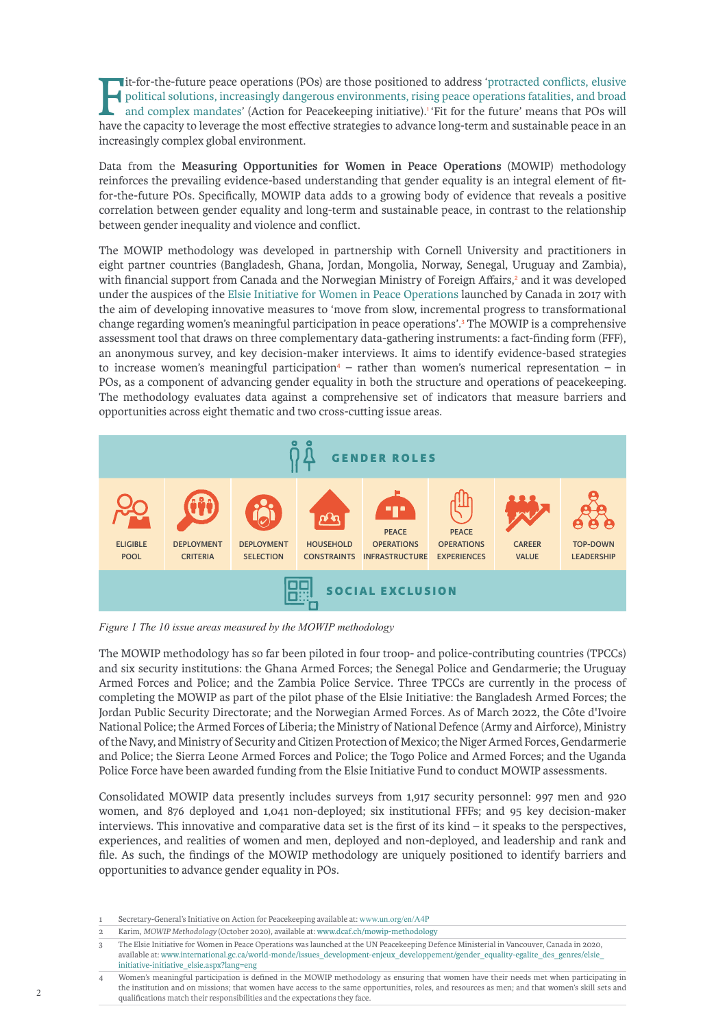Fit-for-the-future peace operations (POs) are those positioned to address 'protracted conflicts, elusive political solutions, increasingly dangerous environments, rising peace operations fatalities, and broad and complex mandates' (Action for Peacekeeping initiative).[1] 'Fit for the future' means that POs will have the capacity to leverage the most effective strategies to advance long-term and sustainable peace in an increasingly complex global environment.

Data from the **Measuring Opportunities for Women in Peace Operations** (MOWIP) methodology reinforces the prevailing evidence-based understanding that gender equality is an integral element of fit-for-the-future POs. Specifically, MOWIP data adds to a growing body of evidence that reveals a positive correlation between gender equality and long-term and sustainable peace, in contrast to the relationship between gender inequality and violence and conflict.

The MOWIP methodology was developed in partnership with Cornell University and practitioners in eight partner countries (Bangladesh, Ghana, Jordan, Mongolia, Norway, Senegal, Uruguay and Zambia), with financial support from Canada and the Norwegian Ministry of Foreign Affairs,[2] and it was developed under the auspices of the Elsie Initiative for Women in Peace Operations launched by Canada in 2017 with the aim of developing innovative measures to 'move from slow, incremental progress to transformational change regarding women's meaningful participation in peace operations'.[3] The MOWIP is a comprehensive assessment tool that draws on three complementary data-gathering instruments: a fact-finding form (FFF), an anonymous survey, and key decision-maker interviews. It aims to identify evidence-based strategies to increase women's meaningful participation[4] – rather than women's numerical representation – in POs, as a component of advancing gender equality in both the structure and operations of peacekeeping. The methodology evaluates data against a comprehensive set of indicators that measure barriers and opportunities across eight thematic and two cross-cutting issue areas.

GENDER ROLES

| ELIGIBLE POOL | DEPLOYMENT CRITERIA | DEPLOYMENT SELECTION | HOUSEHOLD CONSTRAINTS | PEACE OPERATIONS INFRASTRUCTURE | PEACE OPERATIONS EXPERIENCES | CAREER VALUE | TOP-DOWN LEADERSHIP |
|---|---|---|---|---|---|---|---|

SOCIAL EXCLUSION

*Figure 1 The 10 issue areas measured by the MOWIP methodology*

The MOWIP methodology has so far been piloted in four troop- and police-contributing countries (TPCCs) and six security institutions: the Ghana Armed Forces; the Senegal Police and Gendarmerie; the Uruguay Armed Forces and Police; and the Zambia Police Service. Three TPCCs are currently in the process of completing the MOWIP as part of the pilot phase of the Elsie Initiative: the Bangladesh Armed Forces; the Jordan Public Security Directorate; and the Norwegian Armed Forces. As of March 2022, the Côte d'Ivoire National Police; the Armed Forces of Liberia; the Ministry of National Defence (Army and Airforce), Ministry of the Navy, and Ministry of Security and Citizen Protection of Mexico; the Niger Armed Forces, Gendarmerie and Police; the Sierra Leone Armed Forces and Police; the Togo Police and Armed Forces; and the Uganda Police Force have been awarded funding from the Elsie Initiative Fund to conduct MOWIP assessments.

Consolidated MOWIP data presently includes surveys from 1,917 security personnel: 997 men and 920 women, and 876 deployed and 1,041 non-deployed; six institutional FFFs; and 95 key decision-maker interviews. This innovative and comparative data set is the first of its kind – it speaks to the perspectives, experiences, and realities of women and men, deployed and non-deployed, and leadership and rank and file. As such, the findings of the MOWIP methodology are uniquely positioned to identify barriers and opportunities to advance gender equality in POs.

1 Secretary-General's Initiative on Action for Peacekeeping available at: www.un.org/en/A4P

2 Karim, *MOWIP Methodology* (October 2020), available at: www.dcaf.ch/mowip-methodology

3 The Elsie Initiative for Women in Peace Operations was launched at the UN Peacekeeping Defence Ministerial in Vancouver, Canada in 2020, available at: www.international.gc.ca/world-monde/issues_development-enjeux_developpement/gender_equality-egalite_des_genres/elsie_initiative-initiative_elsie.aspx?lang=eng

4 Women's meaningful participation is defined in the MOWIP methodology as ensuring that women have their needs met when participating in the institution and on missions; that women have access to the same opportunities, roles, and resources as men; and that women's skill sets and qualifications match their responsibilities and the expectations they face.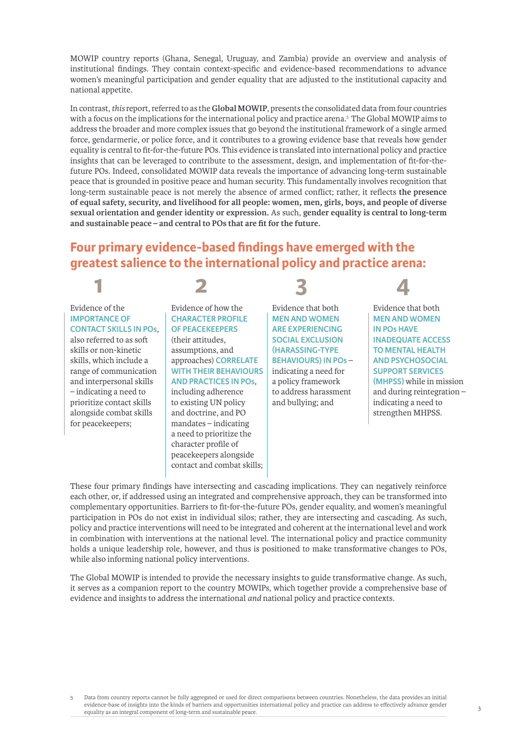MOWIP country reports (Ghana, Senegal, Uruguay, and Zambia) provide an overview and analysis of institutional findings. They contain context-specific and evidence-based recommendations to advance women's meaningful participation and gender equality that are adjusted to the institutional capacity and national appetite.

In contrast, *this* report, referred to as the **Global MOWIP**, presents the consolidated data from four countries with a focus on the implications for the international policy and practice arena.[5] The Global MOWIP aims to address the broader and more complex issues that go beyond the institutional framework of a single armed force, gendarmerie, or police force, and it contributes to a growing evidence base that reveals how gender equality is central to fit-for-the-future POs. This evidence is translated into international policy and practice insights that can be leveraged to contribute to the assessment, design, and implementation of fit-for-the-future POs. Indeed, consolidated MOWIP data reveals the importance of advancing long-term sustainable peace that is grounded in positive peace and human security. This fundamentally involves recognition that long-term sustainable peace is not merely the absence of armed conflict; rather, it reflects **the presence of equal safety, security, and livelihood for all people: women, men, girls, boys, and people of diverse sexual orientation and gender identity or expression.** As such, **gender equality is central to long-term and sustainable peace – and central to POs that are fit for the future.**

## Four primary evidence-based findings have emerged with the greatest salience to the international policy and practice arena:

**1**

Evidence of the **IMPORTANCE OF CONTACT SKILLS IN POs**, also referred to as soft skills or non-kinetic skills, which include a range of communication and interpersonal skills – indicating a need to prioritize contact skills alongside combat skills for peacekeepers;

**2**

Evidence of how the **CHARACTER PROFILE OF PEACEKEEPERS** (their attitudes, assumptions, and approaches) **CORRELATE WITH THEIR BEHAVIOURS AND PRACTICES IN POs**, including adherence to existing UN policy and doctrine, and PO mandates – indicating a need to prioritize the character profile of peacekeepers alongside contact and combat skills;

**3**

Evidence that both **MEN AND WOMEN ARE EXPERIENCING SOCIAL EXCLUSION (HARASSING-TYPE BEHAVIOURS) IN POs** – indicating a need for a policy framework to address harassment and bullying; and

**4**

Evidence that both **MEN AND WOMEN IN POs HAVE INADEQUATE ACCESS TO MENTAL HEALTH AND PSYCHOSOCIAL SUPPORT SERVICES (MHPSS)** while in mission and during reintegration – indicating a need to strengthen MHPSS.

These four primary findings have intersecting and cascading implications. They can negatively reinforce each other, or, if addressed using an integrated and comprehensive approach, they can be transformed into complementary opportunities. Barriers to fit-for-the-future POs, gender equality, and women's meaningful participation in POs do not exist in individual silos; rather, they are intersecting and cascading. As such, policy and practice interventions will need to be integrated and coherent at the international level and work in combination with interventions at the national level. The international policy and practice community holds a unique leadership role, however, and thus is positioned to make transformative changes to POs, while also informing national policy interventions.

The Global MOWIP is intended to provide the necessary insights to guide transformative change. As such, it serves as a companion report to the country MOWIPs, which together provide a comprehensive base of evidence and insights to address the international *and* national policy and practice contexts.

[5] Data from country reports cannot be fully aggregated or used for direct comparisons between countries. Nonetheless, the data provides an initial evidence-base of insights into the kinds of barriers and opportunities international policy and practice can address to effectively advance gender equality as an integral component of long-term and sustainable peace.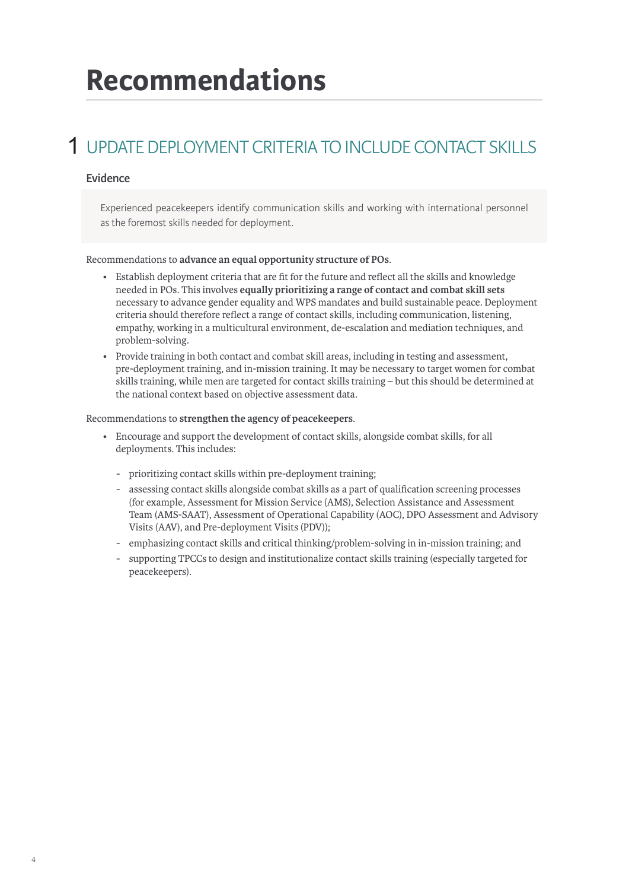# Recommendations

## 1 UPDATE DEPLOYMENT CRITERIA TO INCLUDE CONTACT SKILLS

### Evidence

Experienced peacekeepers identify communication skills and working with international personnel as the foremost skills needed for deployment.

Recommendations to **advance an equal opportunity structure of POs**.

- Establish deployment criteria that are fit for the future and reflect all the skills and knowledge needed in POs. This involves **equally prioritizing a range of contact and combat skill sets** necessary to advance gender equality and WPS mandates and build sustainable peace. Deployment criteria should therefore reflect a range of contact skills, including communication, listening, empathy, working in a multicultural environment, de-escalation and mediation techniques, and problem-solving.
- Provide training in both contact and combat skill areas, including in testing and assessment, pre-deployment training, and in-mission training. It may be necessary to target women for combat skills training, while men are targeted for contact skills training – but this should be determined at the national context based on objective assessment data.

Recommendations to **strengthen the agency of peacekeepers**.

- Encourage and support the development of contact skills, alongside combat skills, for all deployments. This includes:
  - prioritizing contact skills within pre-deployment training;
  - assessing contact skills alongside combat skills as a part of qualification screening processes (for example, Assessment for Mission Service (AMS), Selection Assistance and Assessment Team (AMS-SAAT), Assessment of Operational Capability (AOC), DPO Assessment and Advisory Visits (AAV), and Pre-deployment Visits (PDV));
  - emphasizing contact skills and critical thinking/problem-solving in in-mission training; and
  - supporting TPCCs to design and institutionalize contact skills training (especially targeted for peacekeepers).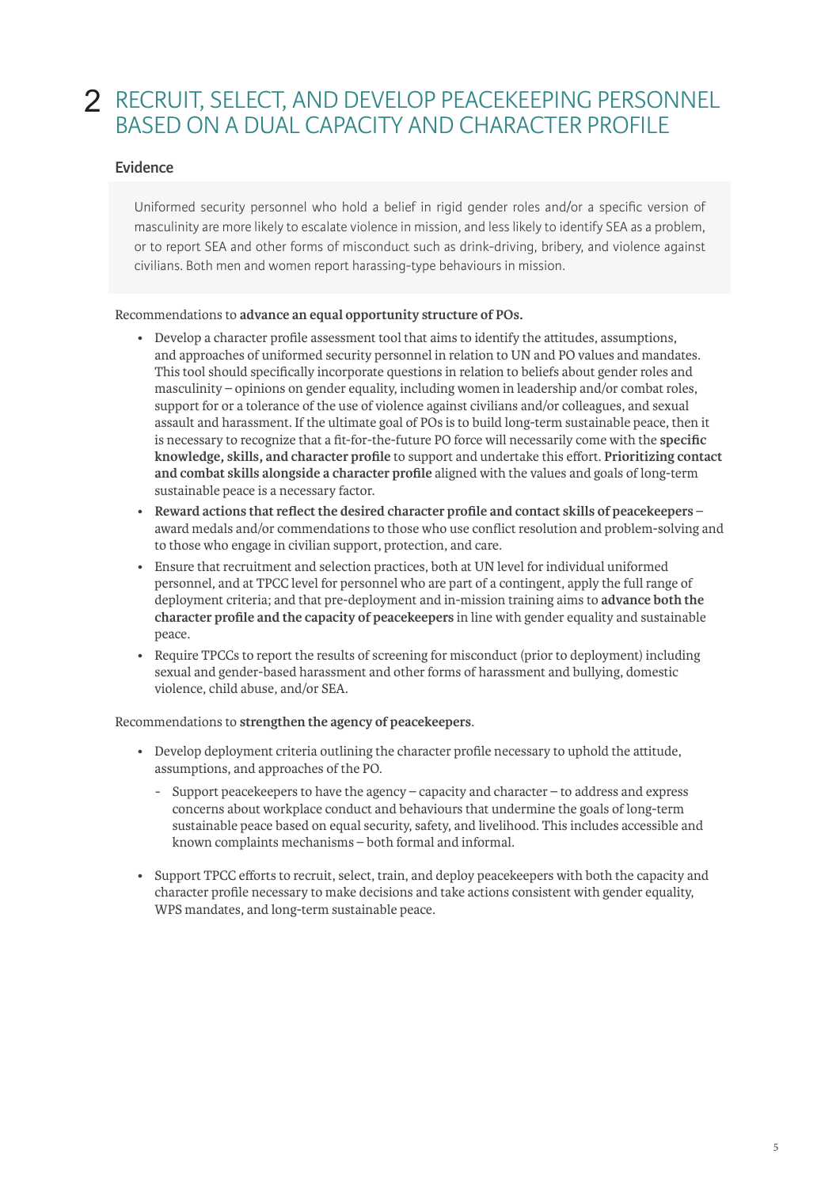## 2 RECRUIT, SELECT, AND DEVELOP PEACEKEEPING PERSONNEL BASED ON A DUAL CAPACITY AND CHARACTER PROFILE

### Evidence

Uniformed security personnel who hold a belief in rigid gender roles and/or a specific version of masculinity are more likely to escalate violence in mission, and less likely to identify SEA as a problem, or to report SEA and other forms of misconduct such as drink-driving, bribery, and violence against civilians. Both men and women report harassing-type behaviours in mission.

Recommendations to **advance an equal opportunity structure of POs.**

- Develop a character profile assessment tool that aims to identify the attitudes, assumptions, and approaches of uniformed security personnel in relation to UN and PO values and mandates. This tool should specifically incorporate questions in relation to beliefs about gender roles and masculinity – opinions on gender equality, including women in leadership and/or combat roles, support for or a tolerance of the use of violence against civilians and/or colleagues, and sexual assault and harassment. If the ultimate goal of POs is to build long-term sustainable peace, then it is necessary to recognize that a fit-for-the-future PO force will necessarily come with the **specific knowledge, skills, and character profile** to support and undertake this effort. **Prioritizing contact and combat skills alongside a character profile** aligned with the values and goals of long-term sustainable peace is a necessary factor.
- **Reward actions that reflect the desired character profile and contact skills of peacekeepers** – award medals and/or commendations to those who use conflict resolution and problem-solving and to those who engage in civilian support, protection, and care.
- Ensure that recruitment and selection practices, both at UN level for individual uniformed personnel, and at TPCC level for personnel who are part of a contingent, apply the full range of deployment criteria; and that pre-deployment and in-mission training aims to **advance both the character profile and the capacity of peacekeepers** in line with gender equality and sustainable peace.
- Require TPCCs to report the results of screening for misconduct (prior to deployment) including sexual and gender-based harassment and other forms of harassment and bullying, domestic violence, child abuse, and/or SEA.

Recommendations to **strengthen the agency of peacekeepers**.

- Develop deployment criteria outlining the character profile necessary to uphold the attitude, assumptions, and approaches of the PO.
  - Support peacekeepers to have the agency – capacity and character – to address and express concerns about workplace conduct and behaviours that undermine the goals of long-term sustainable peace based on equal security, safety, and livelihood. This includes accessible and known complaints mechanisms – both formal and informal.
- Support TPCC efforts to recruit, select, train, and deploy peacekeepers with both the capacity and character profile necessary to make decisions and take actions consistent with gender equality, WPS mandates, and long-term sustainable peace.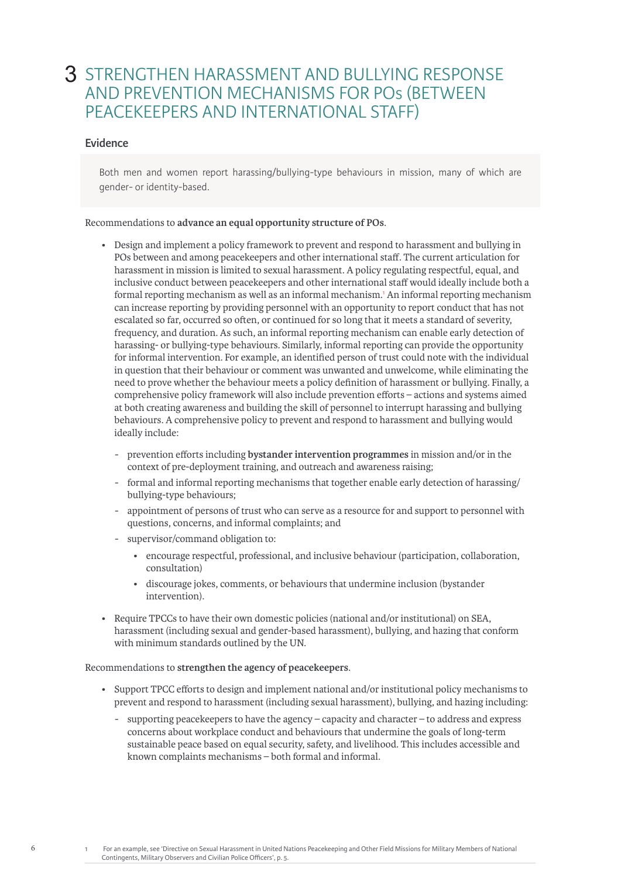# 3 STRENGTHEN HARASSMENT AND BULLYING RESPONSE AND PREVENTION MECHANISMS FOR POs (BETWEEN PEACEKEEPERS AND INTERNATIONAL STAFF)

### Evidence

Both men and women report harassing/bullying-type behaviours in mission, many of which are gender- or identity-based.

Recommendations to **advance an equal opportunity structure of POs**.

- Design and implement a policy framework to prevent and respond to harassment and bullying in POs between and among peacekeepers and other international staff. The current articulation for harassment in mission is limited to sexual harassment. A policy regulating respectful, equal, and inclusive conduct between peacekeepers and other international staff would ideally include both a formal reporting mechanism as well as an informal mechanism.[1] An informal reporting mechanism can increase reporting by providing personnel with an opportunity to report conduct that has not escalated so far, occurred so often, or continued for so long that it meets a standard of severity, frequency, and duration. As such, an informal reporting mechanism can enable early detection of harassing- or bullying-type behaviours. Similarly, informal reporting can provide the opportunity for informal intervention. For example, an identified person of trust could note with the individual in question that their behaviour or comment was unwanted and unwelcome, while eliminating the need to prove whether the behaviour meets a policy definition of harassment or bullying. Finally, a comprehensive policy framework will also include prevention efforts – actions and systems aimed at both creating awareness and building the skill of personnel to interrupt harassing and bullying behaviours. A comprehensive policy to prevent and respond to harassment and bullying would ideally include:
  - prevention efforts including **bystander intervention programmes** in mission and/or in the context of pre-deployment training, and outreach and awareness raising;
  - formal and informal reporting mechanisms that together enable early detection of harassing/bullying-type behaviours;
  - appointment of persons of trust who can serve as a resource for and support to personnel with questions, concerns, and informal complaints; and
  - supervisor/command obligation to:
    - encourage respectful, professional, and inclusive behaviour (participation, collaboration, consultation)
    - discourage jokes, comments, or behaviours that undermine inclusion (bystander intervention).
- Require TPCCs to have their own domestic policies (national and/or institutional) on SEA, harassment (including sexual and gender-based harassment), bullying, and hazing that conform with minimum standards outlined by the UN.

Recommendations to **strengthen the agency of peacekeepers**.

- Support TPCC efforts to design and implement national and/or institutional policy mechanisms to prevent and respond to harassment (including sexual harassment), bullying, and hazing including:
  - supporting peacekeepers to have the agency – capacity and character – to address and express concerns about workplace conduct and behaviours that undermine the goals of long-term sustainable peace based on equal security, safety, and livelihood. This includes accessible and known complaints mechanisms – both formal and informal.

[1] For an example, see 'Directive on Sexual Harassment in United Nations Peacekeeping and Other Field Missions for Military Members of National Contingents, Military Observers and Civilian Police Officers', p. 5.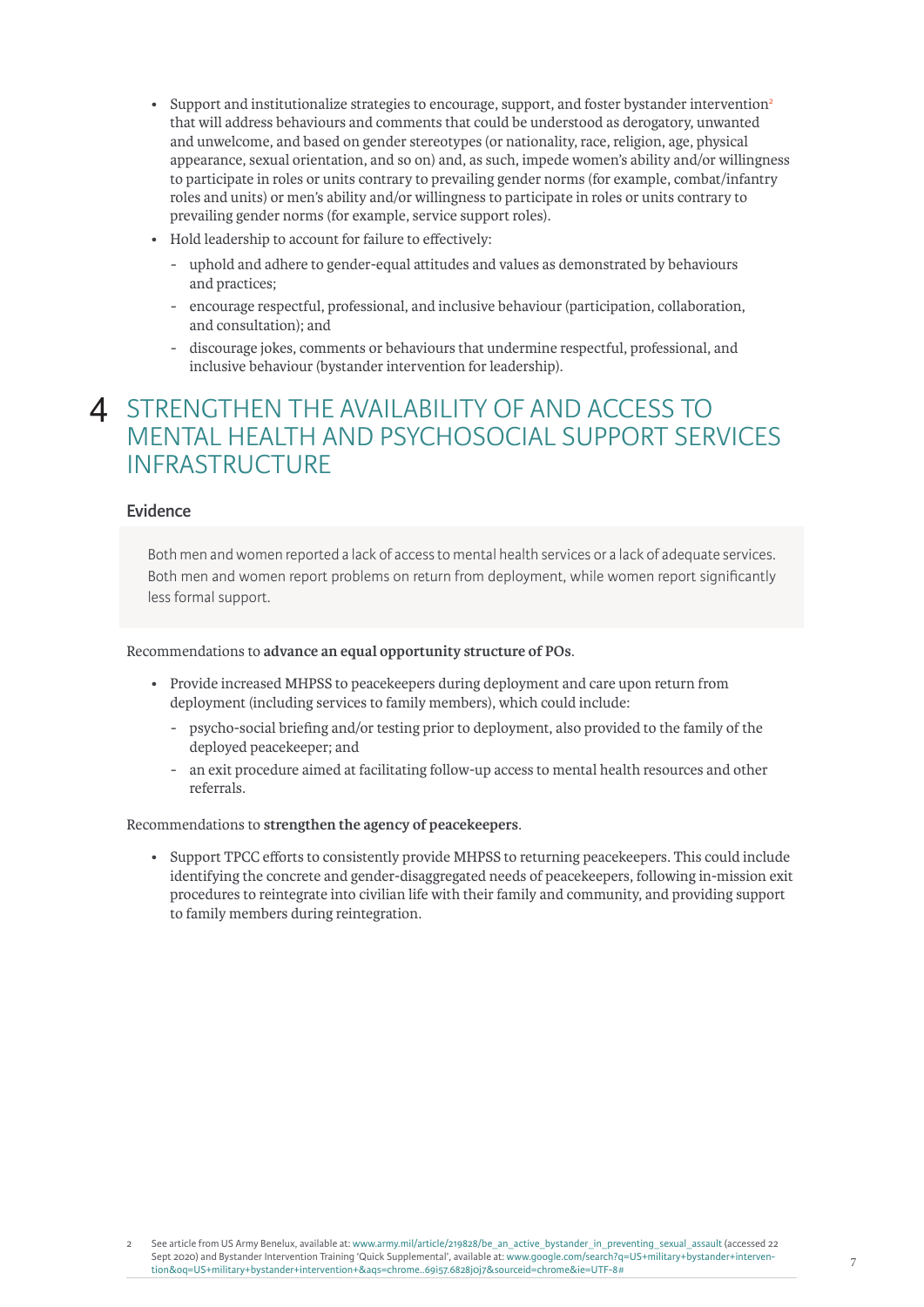- Support and institutionalize strategies to encourage, support, and foster bystander intervention[2] that will address behaviours and comments that could be understood as derogatory, unwanted and unwelcome, and based on gender stereotypes (or nationality, race, religion, age, physical appearance, sexual orientation, and so on) and, as such, impede women's ability and/or willingness to participate in roles or units contrary to prevailing gender norms (for example, combat/infantry roles and units) or men's ability and/or willingness to participate in roles or units contrary to prevailing gender norms (for example, service support roles).
- Hold leadership to account for failure to effectively:
  - uphold and adhere to gender-equal attitudes and values as demonstrated by behaviours and practices;
  - encourage respectful, professional, and inclusive behaviour (participation, collaboration, and consultation); and
  - discourage jokes, comments or behaviours that undermine respectful, professional, and inclusive behaviour (bystander intervention for leadership).

# 4 STRENGTHEN THE AVAILABILITY OF AND ACCESS TO MENTAL HEALTH AND PSYCHOSOCIAL SUPPORT SERVICES INFRASTRUCTURE

### Evidence

Both men and women reported a lack of access to mental health services or a lack of adequate services. Both men and women report problems on return from deployment, while women report significantly less formal support.

Recommendations to **advance an equal opportunity structure of POs**.

- Provide increased MHPSS to peacekeepers during deployment and care upon return from deployment (including services to family members), which could include:
  - psycho-social briefing and/or testing prior to deployment, also provided to the family of the deployed peacekeeper; and
  - an exit procedure aimed at facilitating follow-up access to mental health resources and other referrals.

Recommendations to **strengthen the agency of peacekeepers**.

- Support TPCC efforts to consistently provide MHPSS to returning peacekeepers. This could include identifying the concrete and gender-disaggregated needs of peacekeepers, following in-mission exit procedures to reintegrate into civilian life with their family and community, and providing support to family members during reintegration.

---

2 See article from US Army Benelux, available at: www.army.mil/article/219828/be_an_active_bystander_in_preventing_sexual_assault (accessed 22 Sept 2020) and Bystander Intervention Training 'Quick Supplemental', available at: www.google.com/search?q=US+military+bystander+intervention&oq=US+military+bystander+intervention+&aqs=chrome..69i57.6828j0j7&sourceid=chrome&ie=UTF-8#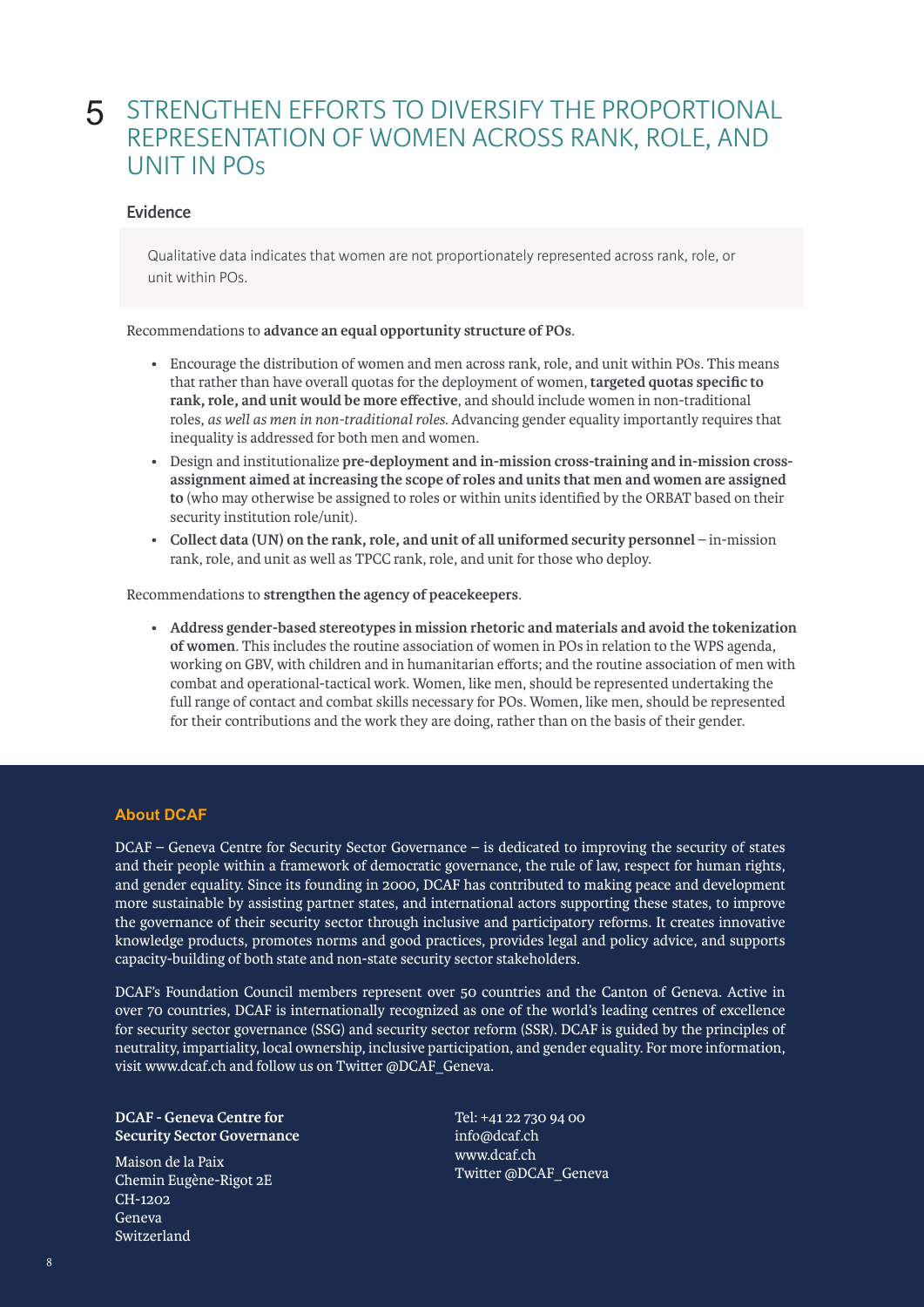## 5 STRENGTHEN EFFORTS TO DIVERSIFY THE PROPORTIONAL REPRESENTATION OF WOMEN ACROSS RANK, ROLE, AND UNIT IN POs

### Evidence

Qualitative data indicates that women are not proportionately represented across rank, role, or unit within POs.

Recommendations to **advance an equal opportunity structure of POs**.

- Encourage the distribution of women and men across rank, role, and unit within POs. This means that rather than have overall quotas for the deployment of women, **targeted quotas specific to rank, role, and unit would be more effective**, and should include women in non-traditional roles, *as well as men in non-traditional roles*. Advancing gender equality importantly requires that inequality is addressed for both men and women.
- Design and institutionalize **pre-deployment and in-mission cross-training and in-mission cross-assignment aimed at increasing the scope of roles and units that men and women are assigned to** (who may otherwise be assigned to roles or within units identified by the ORBAT based on their security institution role/unit).
- **Collect data (UN) on the rank, role, and unit of all uniformed security personnel** – in-mission rank, role, and unit as well as TPCC rank, role, and unit for those who deploy.

Recommendations to **strengthen the agency of peacekeepers**.

- **Address gender-based stereotypes in mission rhetoric and materials and avoid the tokenization of women**. This includes the routine association of women in POs in relation to the WPS agenda, working on GBV, with children and in humanitarian efforts; and the routine association of men with combat and operational-tactical work. Women, like men, should be represented undertaking the full range of contact and combat skills necessary for POs. Women, like men, should be represented for their contributions and the work they are doing, rather than on the basis of their gender.

### About DCAF

DCAF – Geneva Centre for Security Sector Governance – is dedicated to improving the security of states and their people within a framework of democratic governance, the rule of law, respect for human rights, and gender equality. Since its founding in 2000, DCAF has contributed to making peace and development more sustainable by assisting partner states, and international actors supporting these states, to improve the governance of their security sector through inclusive and participatory reforms. It creates innovative knowledge products, promotes norms and good practices, provides legal and policy advice, and supports capacity-building of both state and non-state security sector stakeholders.

DCAF's Foundation Council members represent over 50 countries and the Canton of Geneva. Active in over 70 countries, DCAF is internationally recognized as one of the world's leading centres of excellence for security sector governance (SSG) and security sector reform (SSR). DCAF is guided by the principles of neutrality, impartiality, local ownership, inclusive participation, and gender equality. For more information, visit www.dcaf.ch and follow us on Twitter @DCAF_Geneva.

**DCAF - Geneva Centre for Security Sector Governance**

Maison de la Paix
Chemin Eugène-Rigot 2E
CH-1202
Geneva
Switzerland

Tel: +41 22 730 94 00
info@dcaf.ch
www.dcaf.ch
Twitter @DCAF_Geneva